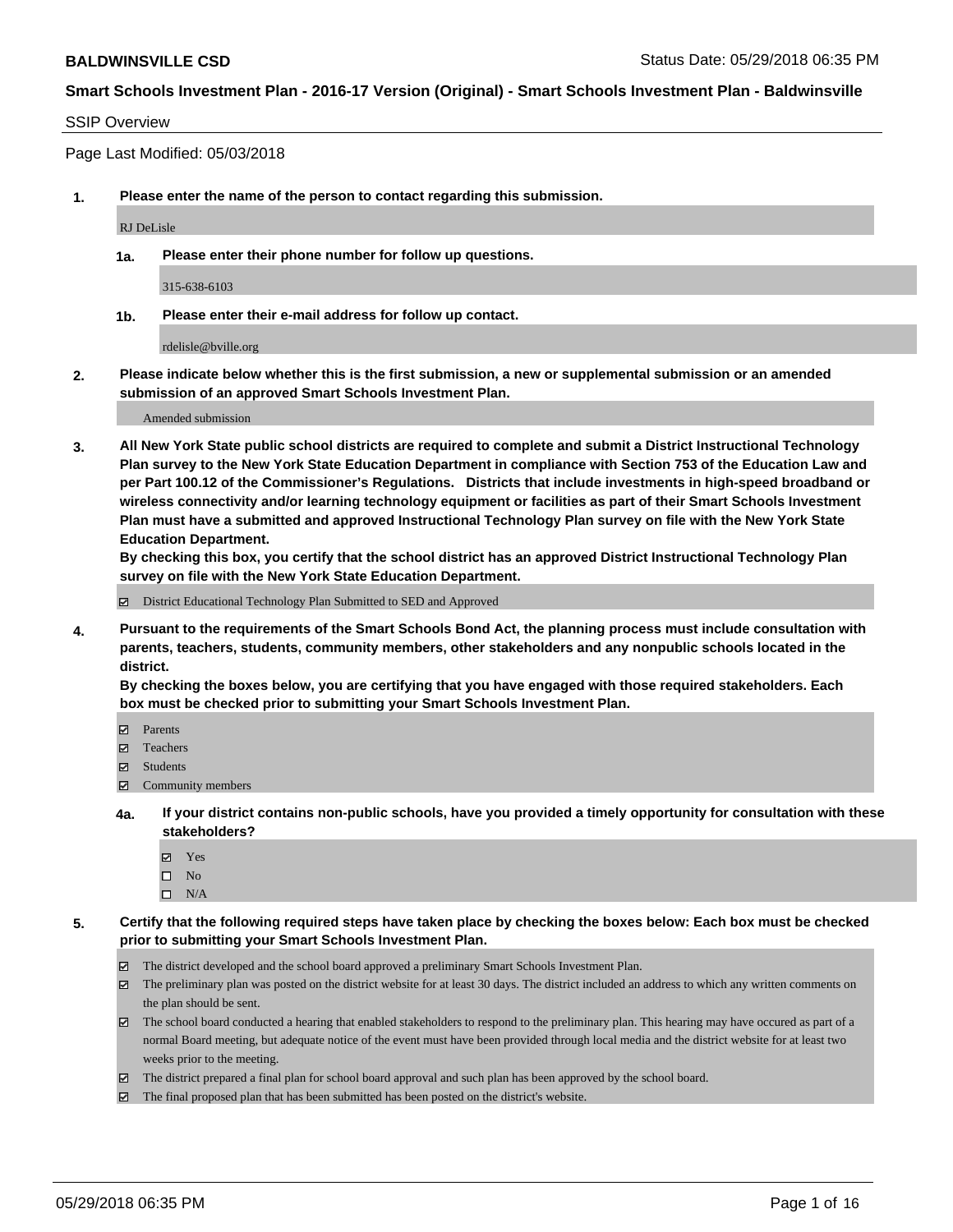**BALDWINSVILLE CSD** Status Date: 05/29/2018 06:35 PM

**Smart Schools Investment Plan - 2016-17 Version (Original) - Smart Schools Investment Plan - Baldwinsville**

SSIP Overview

Page Last Modified: 05/03/2018

**1. Please enter the name of the person to contact regarding this submission.**

RJ DeLisle

**1a. Please enter their phone number for follow up questions.**

315-638-6103

**1b. Please enter their e-mail address for follow up contact.**

rdelisle@bville.org

**2. Please indicate below whether this is the first submission, a new or supplemental submission or an amended submission of an approved Smart Schools Investment Plan.**

Amended submission

**3. All New York State public school districts are required to complete and submit a District Instructional Technology Plan survey to the New York State Education Department in compliance with Section 753 of the Education Law and per Part 100.12 of the Commissioner's Regulations. Districts that include investments in high-speed broadband or wireless connectivity and/or learning technology equipment or facilities as part of their Smart Schools Investment Plan must have a submitted and approved Instructional Technology Plan survey on file with the New York State Education Department.**
**By checking this box, you certify that the school district has an approved District Instructional Technology Plan survey on file with the New York State Education Department.**

☑ District Educational Technology Plan Submitted to SED and Approved

**4. Pursuant to the requirements of the Smart Schools Bond Act, the planning process must include consultation with parents, teachers, students, community members, other stakeholders and any nonpublic schools located in the district.**
**By checking the boxes below, you are certifying that you have engaged with those required stakeholders. Each box must be checked prior to submitting your Smart Schools Investment Plan.**

☑ Parents
☑ Teachers
☑ Students
☑ Community members

**4a. If your district contains non-public schools, have you provided a timely opportunity for consultation with these stakeholders?**

☑ Yes
☐ No
☐ N/A

**5. Certify that the following required steps have taken place by checking the boxes below: Each box must be checked prior to submitting your Smart Schools Investment Plan.**

☑ The district developed and the school board approved a preliminary Smart Schools Investment Plan.
☑ The preliminary plan was posted on the district website for at least 30 days. The district included an address to which any written comments on the plan should be sent.
☑ The school board conducted a hearing that enabled stakeholders to respond to the preliminary plan. This hearing may have occured as part of a normal Board meeting, but adequate notice of the event must have been provided through local media and the district website for at least two weeks prior to the meeting.
☑ The district prepared a final plan for school board approval and such plan has been approved by the school board.
☑ The final proposed plan that has been submitted has been posted on the district's website.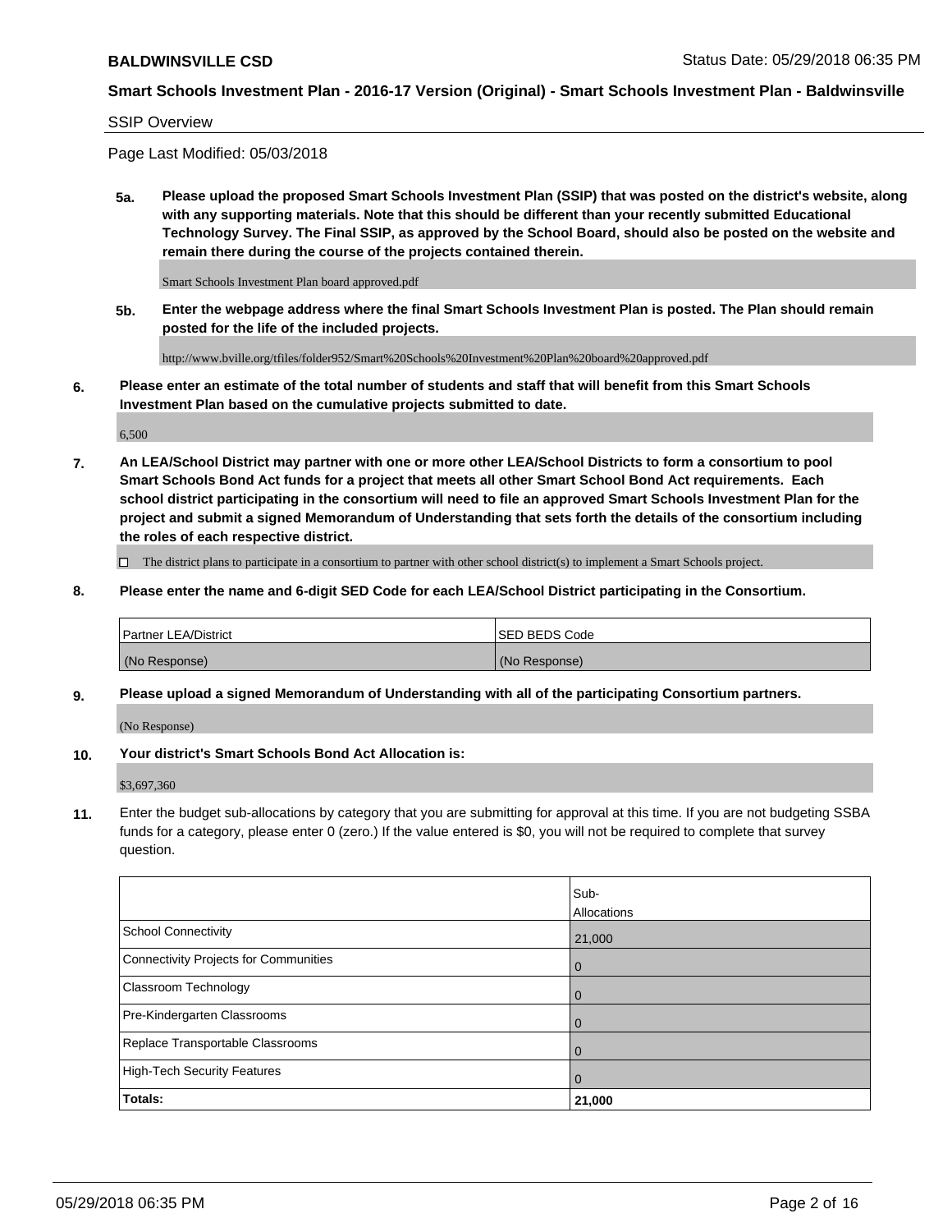SSIP Overview

Page Last Modified: 05/03/2018

**5a. Please upload the proposed Smart Schools Investment Plan (SSIP) that was posted on the district's website, along with any supporting materials. Note that this should be different than your recently submitted Educational Technology Survey. The Final SSIP, as approved by the School Board, should also be posted on the website and remain there during the course of the projects contained therein.**

Smart Schools Investment Plan board approved.pdf

**5b. Enter the webpage address where the final Smart Schools Investment Plan is posted. The Plan should remain posted for the life of the included projects.**

http://www.bville.org/tfiles/folder952/Smart%20Schools%20Investment%20Plan%20board%20approved.pdf

**6. Please enter an estimate of the total number of students and staff that will benefit from this Smart Schools Investment Plan based on the cumulative projects submitted to date.**

6,500

**7. An LEA/School District may partner with one or more other LEA/School Districts to form a consortium to pool Smart Schools Bond Act funds for a project that meets all other Smart School Bond Act requirements. Each school district participating in the consortium will need to file an approved Smart Schools Investment Plan for the project and submit a signed Memorandum of Understanding that sets forth the details of the consortium including the roles of each respective district.**

☐ The district plans to participate in a consortium to partner with other school district(s) to implement a Smart Schools project.

**8. Please enter the name and 6-digit SED Code for each LEA/School District participating in the Consortium.**

| Partner LEA/District | SED BEDS Code |
|---|---|
| (No Response) | (No Response) |

**9. Please upload a signed Memorandum of Understanding with all of the participating Consortium partners.**

(No Response)

**10. Your district's Smart Schools Bond Act Allocation is:**

$3,697,360

**11.** Enter the budget sub-allocations by category that you are submitting for approval at this time. If you are not budgeting SSBA funds for a category, please enter 0 (zero.) If the value entered is $0, you will not be required to complete that survey question.

| | Sub-Allocations |
|---|---|
| School Connectivity | 21,000 |
| Connectivity Projects for Communities | 0 |
| Classroom Technology | 0 |
| Pre-Kindergarten Classrooms | 0 |
| Replace Transportable Classrooms | 0 |
| High-Tech Security Features | 0 |
| **Totals:** | **21,000** |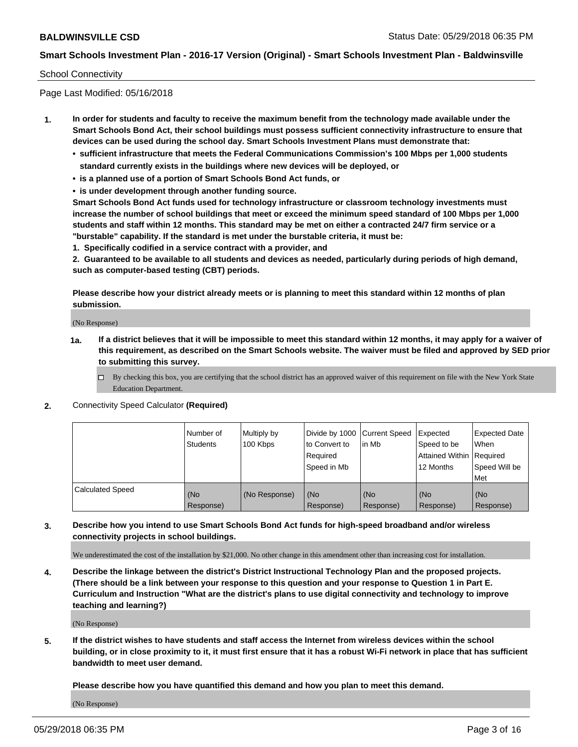School Connectivity

Page Last Modified: 05/16/2018

**1. In order for students and faculty to receive the maximum benefit from the technology made available under the Smart Schools Bond Act, their school buildings must possess sufficient connectivity infrastructure to ensure that devices can be used during the school day. Smart Schools Investment Plans must demonstrate that:**

- **sufficient infrastructure that meets the Federal Communications Commission's 100 Mbps per 1,000 students standard currently exists in the buildings where new devices will be deployed, or**
- **is a planned use of a portion of Smart Schools Bond Act funds, or**
- **is under development through another funding source.**

**Smart Schools Bond Act funds used for technology infrastructure or classroom technology investments must increase the number of school buildings that meet or exceed the minimum speed standard of 100 Mbps per 1,000 students and staff within 12 months. This standard may be met on either a contracted 24/7 firm service or a "burstable" capability. If the standard is met under the burstable criteria, it must be:**

**1. Specifically codified in a service contract with a provider, and**

**2. Guaranteed to be available to all students and devices as needed, particularly during periods of high demand, such as computer-based testing (CBT) periods.**

**Please describe how your district already meets or is planning to meet this standard within 12 months of plan submission.**

(No Response)

**1a. If a district believes that it will be impossible to meet this standard within 12 months, it may apply for a waiver of this requirement, as described on the Smart Schools website. The waiver must be filed and approved by SED prior to submitting this survey.**

☐ By checking this box, you are certifying that the school district has an approved waiver of this requirement on file with the New York State Education Department.

**2.** Connectivity Speed Calculator **(Required)**

| | Number of Students | Multiply by 100 Kbps | Divide by 1000 to Convert to Required Speed in Mb | Current Speed in Mb | Expected Speed to be Attained Within 12 Months | Expected Date When Required Speed Will be Met |
|---|---|---|---|---|---|---|
| Calculated Speed | (No Response) | (No Response) | (No Response) | (No Response) | (No Response) | (No Response) |

**3. Describe how you intend to use Smart Schools Bond Act funds for high-speed broadband and/or wireless connectivity projects in school buildings.**

We underestimated the cost of the installation by $21,000. No other change in this amendment other than increasing cost for installation.

**4. Describe the linkage between the district's District Instructional Technology Plan and the proposed projects. (There should be a link between your response to this question and your response to Question 1 in Part E. Curriculum and Instruction "What are the district's plans to use digital connectivity and technology to improve teaching and learning?)**

(No Response)

**5. If the district wishes to have students and staff access the Internet from wireless devices within the school building, or in close proximity to it, it must first ensure that it has a robust Wi-Fi network in place that has sufficient bandwidth to meet user demand.**

**Please describe how you have quantified this demand and how you plan to meet this demand.**

(No Response)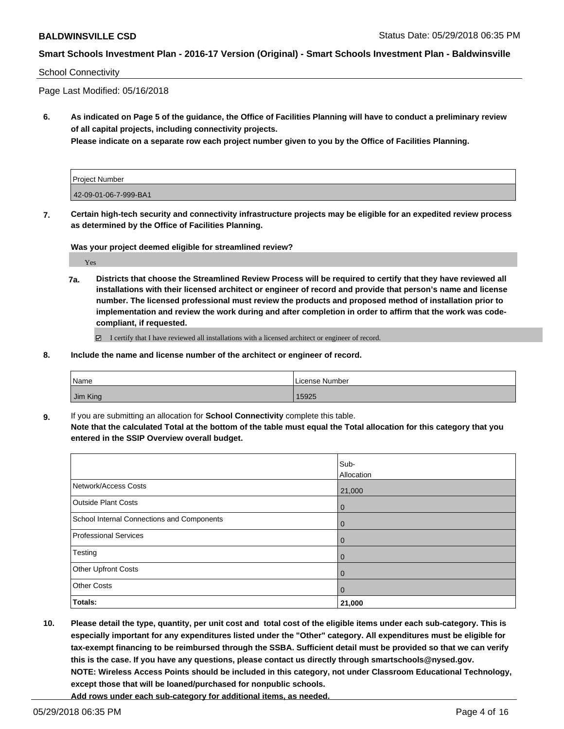School Connectivity

Page Last Modified: 05/16/2018

**6. As indicated on Page 5 of the guidance, the Office of Facilities Planning will have to conduct a preliminary review of all capital projects, including connectivity projects.**
**Please indicate on a separate row each project number given to you by the Office of Facilities Planning.**

| Project Number |
|---|
| 42-09-01-06-7-999-BA1 |

**7. Certain high-tech security and connectivity infrastructure projects may be eligible for an expedited review process as determined by the Office of Facilities Planning.**

**Was your project deemed eligible for streamlined review?**

Yes

**7a. Districts that choose the Streamlined Review Process will be required to certify that they have reviewed all installations with their licensed architect or engineer of record and provide that person's name and license number. The licensed professional must review the products and proposed method of installation prior to implementation and review the work during and after completion in order to affirm that the work was code-compliant, if requested.**

☑ I certify that I have reviewed all installations with a licensed architect or engineer of record.

**8. Include the name and license number of the architect or engineer of record.**

| Name | License Number |
|---|---|
| Jim King | 15925 |

**9.** If you are submitting an allocation for **School Connectivity** complete this table.
**Note that the calculated Total at the bottom of the table must equal the Total allocation for this category that you entered in the SSIP Overview overall budget.**

| | Sub-Allocation |
|---|---|
| Network/Access Costs | 21,000 |
| Outside Plant Costs | 0 |
| School Internal Connections and Components | 0 |
| Professional Services | 0 |
| Testing | 0 |
| Other Upfront Costs | 0 |
| Other Costs | 0 |
| **Totals:** | **21,000** |

**10. Please detail the type, quantity, per unit cost and total cost of the eligible items under each sub-category. This is especially important for any expenditures listed under the "Other" category. All expenditures must be eligible for tax-exempt financing to be reimbursed through the SSBA. Sufficient detail must be provided so that we can verify this is the case. If you have any questions, please contact us directly through smartschools@nysed.gov.**
**NOTE: Wireless Access Points should be included in this category, not under Classroom Educational Technology, except those that will be loaned/purchased for nonpublic schools.**
**Add rows under each sub-category for additional items, as needed.**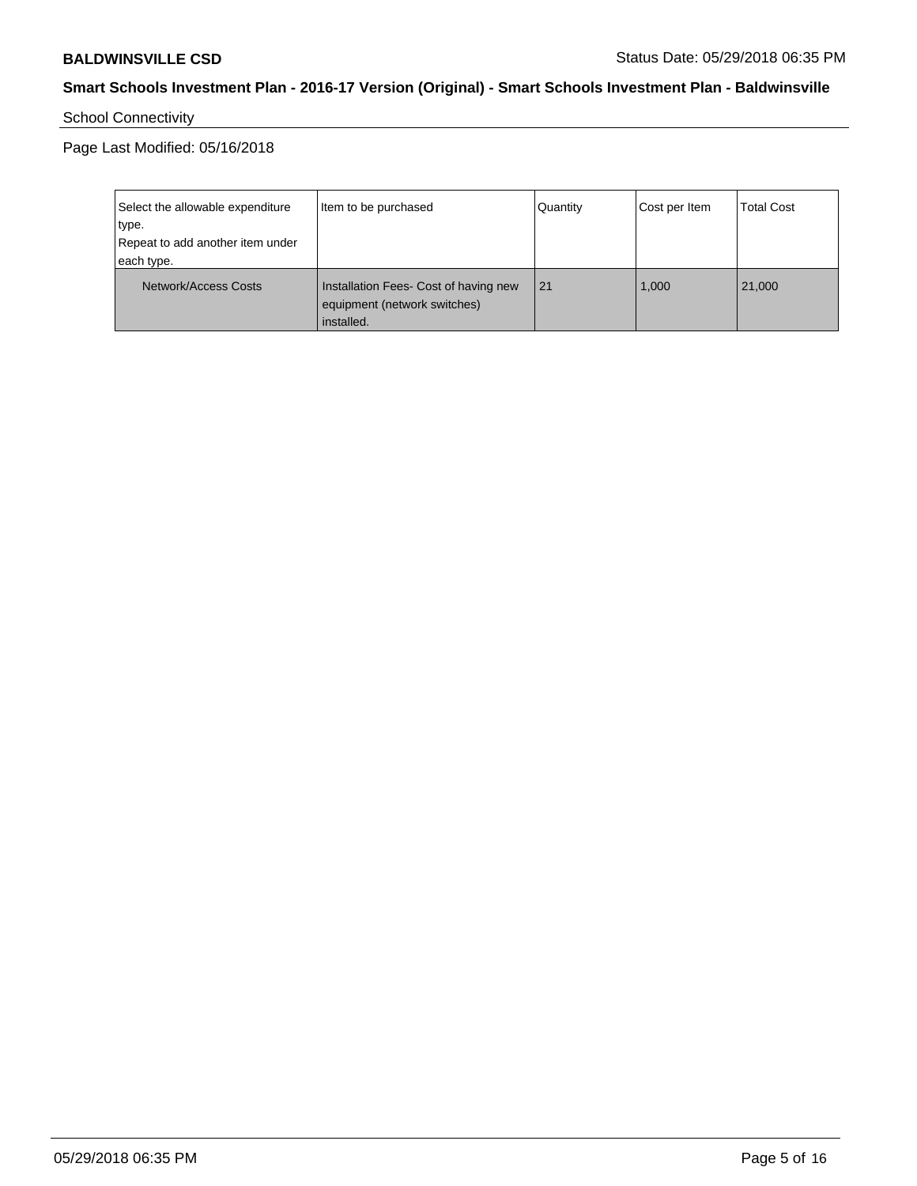School Connectivity

Page Last Modified: 05/16/2018

| Select the allowable expenditure type.<br>Repeat to add another item under each type. | Item to be purchased | Quantity | Cost per Item | Total Cost |
|---|---|---|---|---|
| Network/Access Costs | Installation Fees- Cost of having new equipment (network switches) installed. | 21 | 1,000 | 21,000 |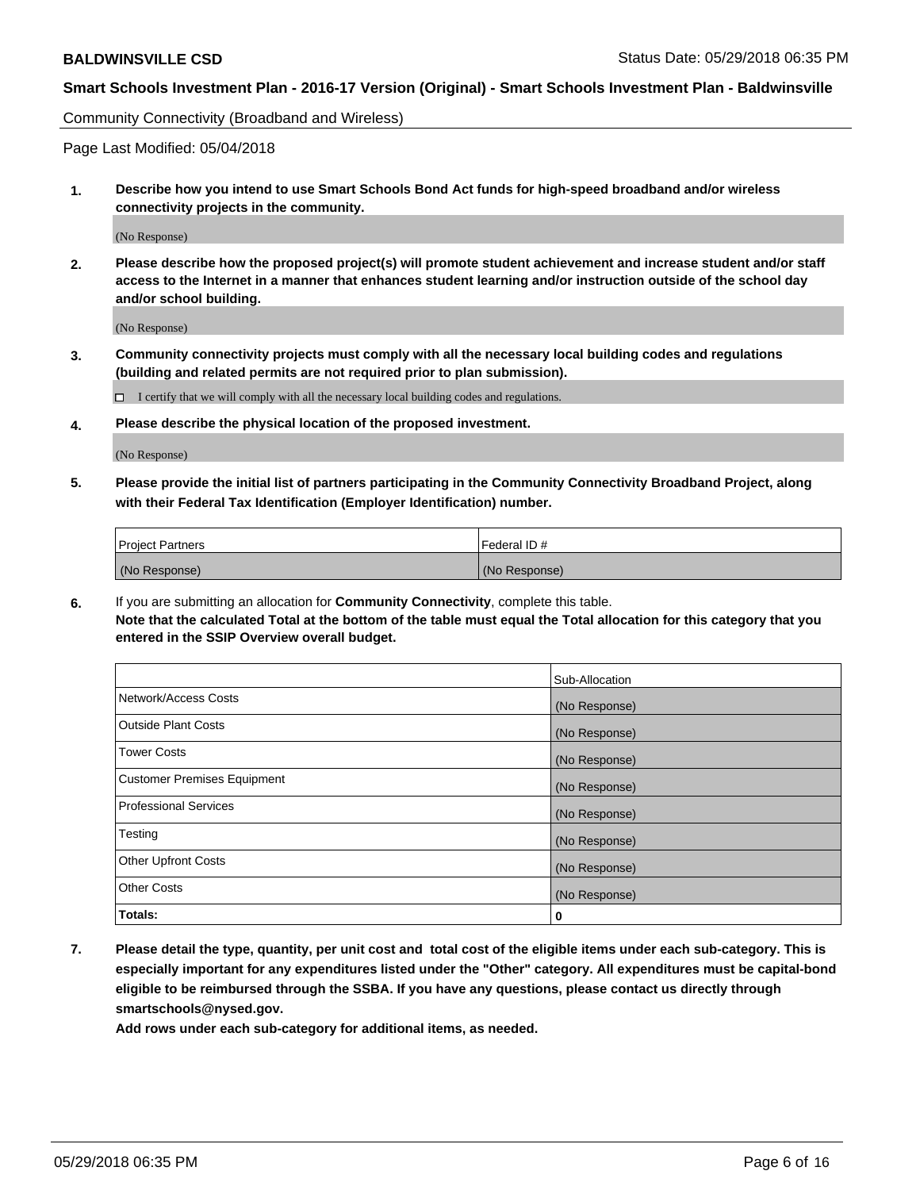Community Connectivity (Broadband and Wireless)

Page Last Modified: 05/04/2018

**1. Describe how you intend to use Smart Schools Bond Act funds for high-speed broadband and/or wireless connectivity projects in the community.**

(No Response)

**2. Please describe how the proposed project(s) will promote student achievement and increase student and/or staff access to the Internet in a manner that enhances student learning and/or instruction outside of the school day and/or school building.**

(No Response)

**3. Community connectivity projects must comply with all the necessary local building codes and regulations (building and related permits are not required prior to plan submission).**

☐ I certify that we will comply with all the necessary local building codes and regulations.

**4. Please describe the physical location of the proposed investment.**

(No Response)

**5. Please provide the initial list of partners participating in the Community Connectivity Broadband Project, along with their Federal Tax Identification (Employer Identification) number.**

| Project Partners | Federal ID # |
|---|---|
| (No Response) | (No Response) |

**6.** If you are submitting an allocation for **Community Connectivity**, complete this table.
**Note that the calculated Total at the bottom of the table must equal the Total allocation for this category that you entered in the SSIP Overview overall budget.**

| | Sub-Allocation |
|---|---|
| Network/Access Costs | (No Response) |
| Outside Plant Costs | (No Response) |
| Tower Costs | (No Response) |
| Customer Premises Equipment | (No Response) |
| Professional Services | (No Response) |
| Testing | (No Response) |
| Other Upfront Costs | (No Response) |
| Other Costs | (No Response) |
| **Totals:** | **0** |

**7. Please detail the type, quantity, per unit cost and total cost of the eligible items under each sub-category. This is especially important for any expenditures listed under the "Other" category. All expenditures must be capital-bond eligible to be reimbursed through the SSBA. If you have any questions, please contact us directly through smartschools@nysed.gov.**

**Add rows under each sub-category for additional items, as needed.**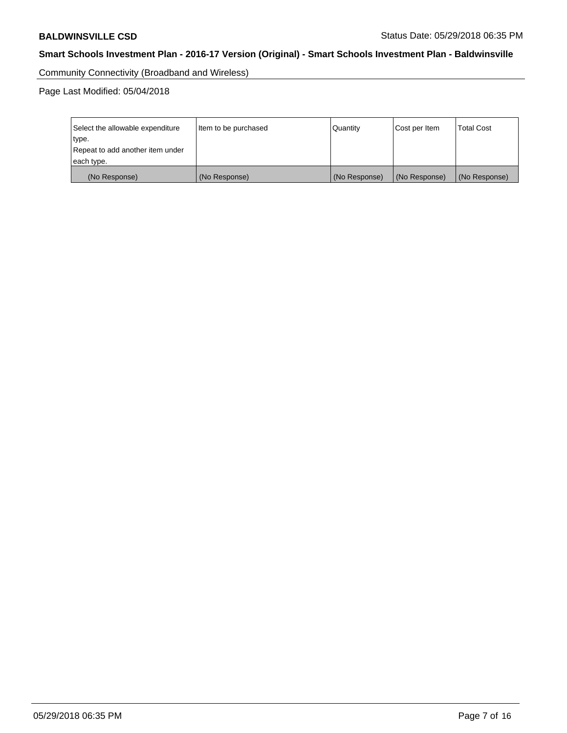Community Connectivity (Broadband and Wireless)

Page Last Modified: 05/04/2018

| Select the allowable expenditure type. Repeat to add another item under each type. | Item to be purchased | Quantity | Cost per Item | Total Cost |
|---|---|---|---|---|
| (No Response) | (No Response) | (No Response) | (No Response) | (No Response) |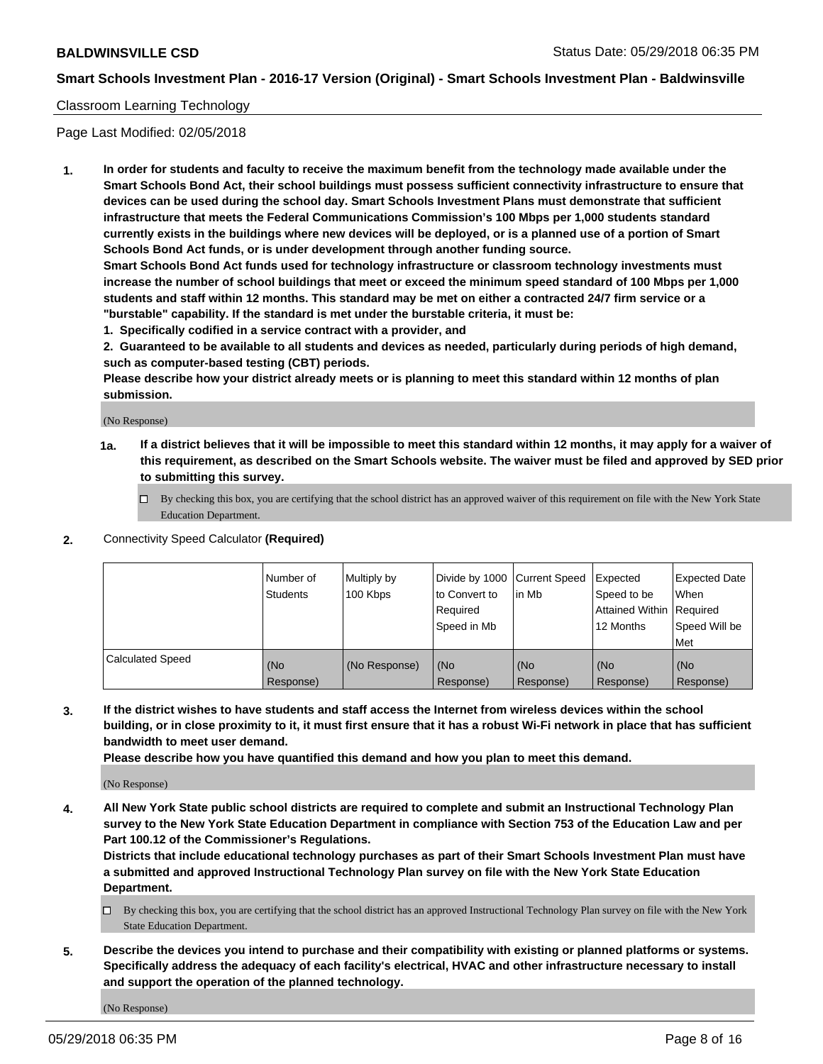Classroom Learning Technology

Page Last Modified: 02/05/2018

**1. In order for students and faculty to receive the maximum benefit from the technology made available under the Smart Schools Bond Act, their school buildings must possess sufficient connectivity infrastructure to ensure that devices can be used during the school day. Smart Schools Investment Plans must demonstrate that sufficient infrastructure that meets the Federal Communications Commission's 100 Mbps per 1,000 students standard currently exists in the buildings where new devices will be deployed, or is a planned use of a portion of Smart Schools Bond Act funds, or is under development through another funding source.**

**Smart Schools Bond Act funds used for technology infrastructure or classroom technology investments must increase the number of school buildings that meet or exceed the minimum speed standard of 100 Mbps per 1,000 students and staff within 12 months. This standard may be met on either a contracted 24/7 firm service or a "burstable" capability. If the standard is met under the burstable criteria, it must be:**

**1. Specifically codified in a service contract with a provider, and**

**2. Guaranteed to be available to all students and devices as needed, particularly during periods of high demand, such as computer-based testing (CBT) periods.**

**Please describe how your district already meets or is planning to meet this standard within 12 months of plan submission.**

(No Response)

**1a. If a district believes that it will be impossible to meet this standard within 12 months, it may apply for a waiver of this requirement, as described on the Smart Schools website. The waiver must be filed and approved by SED prior to submitting this survey.**

☐ By checking this box, you are certifying that the school district has an approved waiver of this requirement on file with the New York State Education Department.

**2.** Connectivity Speed Calculator **(Required)**

| | Number of Students | Multiply by 100 Kbps | Divide by 1000 to Convert to Required Speed in Mb | Current Speed in Mb | Expected Speed to be Attained Within 12 Months | Expected Date When Required Speed Will be Met |
|---|---|---|---|---|---|---|
| Calculated Speed | (No Response) | (No Response) | (No Response) | (No Response) | (No Response) | (No Response) |

**3. If the district wishes to have students and staff access the Internet from wireless devices within the school building, or in close proximity to it, it must first ensure that it has a robust Wi-Fi network in place that has sufficient bandwidth to meet user demand.**

**Please describe how you have quantified this demand and how you plan to meet this demand.**

(No Response)

**4. All New York State public school districts are required to complete and submit an Instructional Technology Plan survey to the New York State Education Department in compliance with Section 753 of the Education Law and per Part 100.12 of the Commissioner's Regulations.**

**Districts that include educational technology purchases as part of their Smart Schools Investment Plan must have a submitted and approved Instructional Technology Plan survey on file with the New York State Education Department.**

☐ By checking this box, you are certifying that the school district has an approved Instructional Technology Plan survey on file with the New York State Education Department.

**5. Describe the devices you intend to purchase and their compatibility with existing or planned platforms or systems. Specifically address the adequacy of each facility's electrical, HVAC and other infrastructure necessary to install and support the operation of the planned technology.**

(No Response)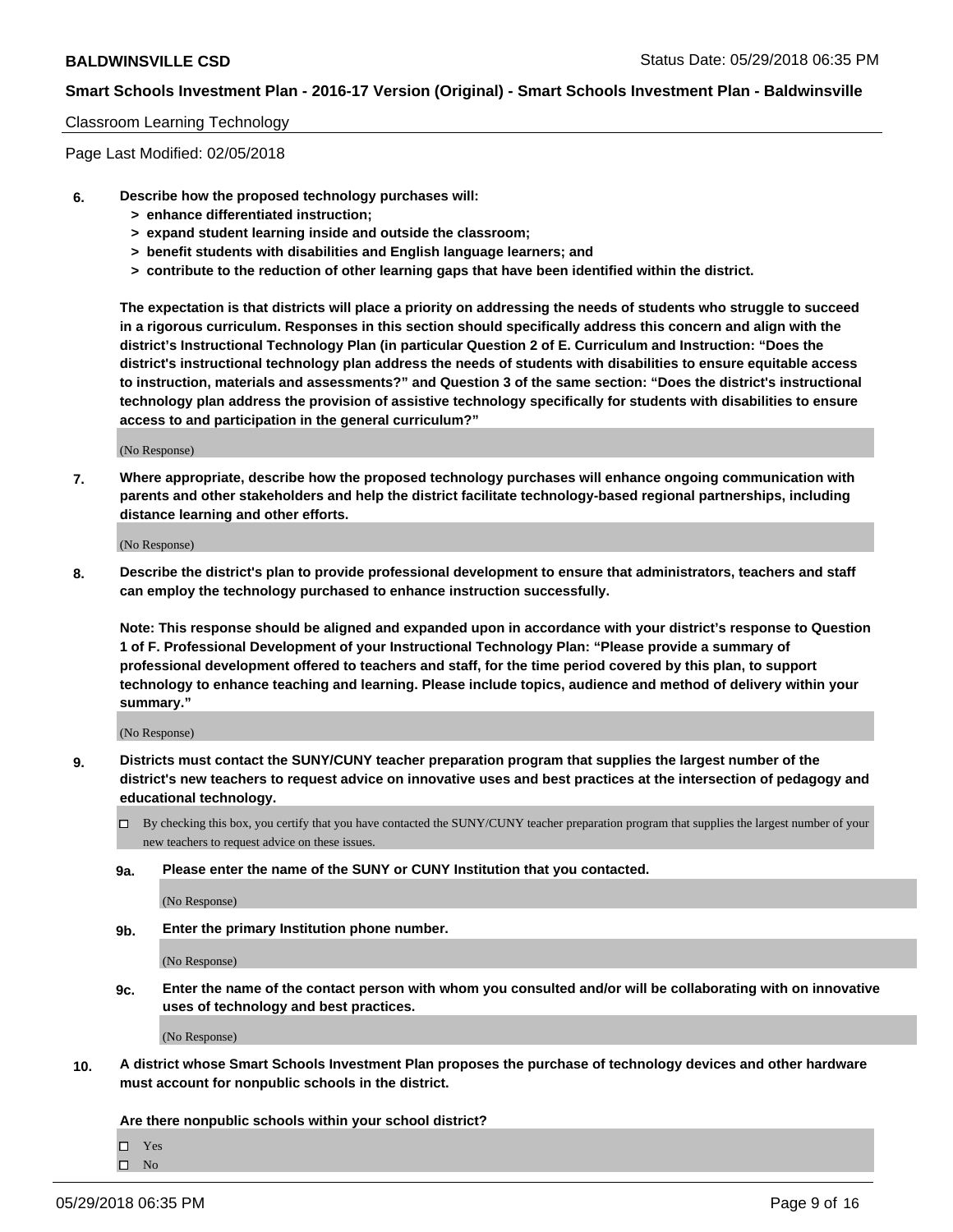Classroom Learning Technology

Page Last Modified: 02/05/2018

**6. Describe how the proposed technology purchases will:**
- **> enhance differentiated instruction;**
- **> expand student learning inside and outside the classroom;**
- **> benefit students with disabilities and English language learners; and**
- **> contribute to the reduction of other learning gaps that have been identified within the district.**

**The expectation is that districts will place a priority on addressing the needs of students who struggle to succeed in a rigorous curriculum. Responses in this section should specifically address this concern and align with the district's Instructional Technology Plan (in particular Question 2 of E. Curriculum and Instruction: "Does the district's instructional technology plan address the needs of students with disabilities to ensure equitable access to instruction, materials and assessments?" and Question 3 of the same section: "Does the district's instructional technology plan address the provision of assistive technology specifically for students with disabilities to ensure access to and participation in the general curriculum?"**

(No Response)

**7. Where appropriate, describe how the proposed technology purchases will enhance ongoing communication with parents and other stakeholders and help the district facilitate technology-based regional partnerships, including distance learning and other efforts.**

(No Response)

**8. Describe the district's plan to provide professional development to ensure that administrators, teachers and staff can employ the technology purchased to enhance instruction successfully.**

**Note: This response should be aligned and expanded upon in accordance with your district's response to Question 1 of F. Professional Development of your Instructional Technology Plan: "Please provide a summary of professional development offered to teachers and staff, for the time period covered by this plan, to support technology to enhance teaching and learning. Please include topics, audience and method of delivery within your summary."**

(No Response)

**9. Districts must contact the SUNY/CUNY teacher preparation program that supplies the largest number of the district's new teachers to request advice on innovative uses and best practices at the intersection of pedagogy and educational technology.**

☐ By checking this box, you certify that you have contacted the SUNY/CUNY teacher preparation program that supplies the largest number of your new teachers to request advice on these issues.

**9a. Please enter the name of the SUNY or CUNY Institution that you contacted.**

(No Response)

**9b. Enter the primary Institution phone number.**

(No Response)

**9c. Enter the name of the contact person with whom you consulted and/or will be collaborating with on innovative uses of technology and best practices.**

(No Response)

**10. A district whose Smart Schools Investment Plan proposes the purchase of technology devices and other hardware must account for nonpublic schools in the district.**

**Are there nonpublic schools within your school district?**

☐ Yes
☐ No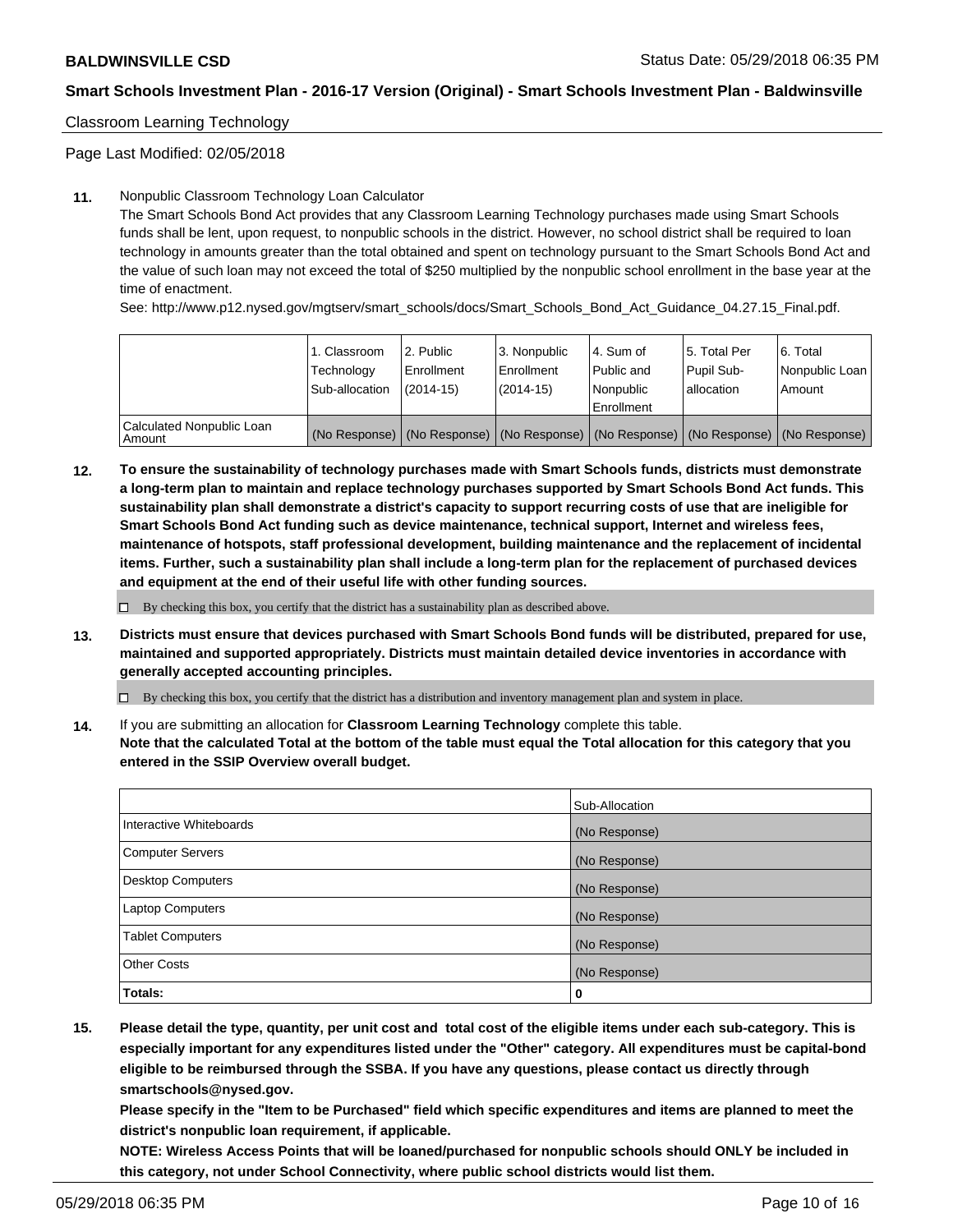Classroom Learning Technology

Page Last Modified: 02/05/2018

**11.** Nonpublic Classroom Technology Loan Calculator

The Smart Schools Bond Act provides that any Classroom Learning Technology purchases made using Smart Schools funds shall be lent, upon request, to nonpublic schools in the district. However, no school district shall be required to loan technology in amounts greater than the total obtained and spent on technology pursuant to the Smart Schools Bond Act and the value of such loan may not exceed the total of $250 multiplied by the nonpublic school enrollment in the base year at the time of enactment.

See: http://www.p12.nysed.gov/mgtserv/smart_schools/docs/Smart_Schools_Bond_Act_Guidance_04.27.15_Final.pdf.

| | 1. Classroom Technology Sub-allocation | 2. Public Enrollment (2014-15) | 3. Nonpublic Enrollment (2014-15) | 4. Sum of Public and Nonpublic Enrollment | 5. Total Per Pupil Sub-allocation | 6. Total Nonpublic Loan Amount |
|---|---|---|---|---|---|---|
| Calculated Nonpublic Loan Amount | (No Response) | (No Response) | (No Response) | (No Response) | (No Response) | (No Response) |

**12.** **To ensure the sustainability of technology purchases made with Smart Schools funds, districts must demonstrate a long-term plan to maintain and replace technology purchases supported by Smart Schools Bond Act funds. This sustainability plan shall demonstrate a district's capacity to support recurring costs of use that are ineligible for Smart Schools Bond Act funding such as device maintenance, technical support, Internet and wireless fees, maintenance of hotspots, staff professional development, building maintenance and the replacement of incidental items. Further, such a sustainability plan shall include a long-term plan for the replacement of purchased devices and equipment at the end of their useful life with other funding sources.**

☐ By checking this box, you certify that the district has a sustainability plan as described above.

**13.** **Districts must ensure that devices purchased with Smart Schools Bond funds will be distributed, prepared for use, maintained and supported appropriately. Districts must maintain detailed device inventories in accordance with generally accepted accounting principles.**

☐ By checking this box, you certify that the district has a distribution and inventory management plan and system in place.

**14.** If you are submitting an allocation for **Classroom Learning Technology** complete this table.
**Note that the calculated Total at the bottom of the table must equal the Total allocation for this category that you entered in the SSIP Overview overall budget.**

| | Sub-Allocation |
|---|---|
| Interactive Whiteboards | (No Response) |
| Computer Servers | (No Response) |
| Desktop Computers | (No Response) |
| Laptop Computers | (No Response) |
| Tablet Computers | (No Response) |
| Other Costs | (No Response) |
| **Totals:** | **0** |

**15.** **Please detail the type, quantity, per unit cost and total cost of the eligible items under each sub-category. This is especially important for any expenditures listed under the "Other" category. All expenditures must be capital-bond eligible to be reimbursed through the SSBA. If you have any questions, please contact us directly through smartschools@nysed.gov.**

**Please specify in the "Item to be Purchased" field which specific expenditures and items are planned to meet the district's nonpublic loan requirement, if applicable.**

**NOTE: Wireless Access Points that will be loaned/purchased for nonpublic schools should ONLY be included in this category, not under School Connectivity, where public school districts would list them.**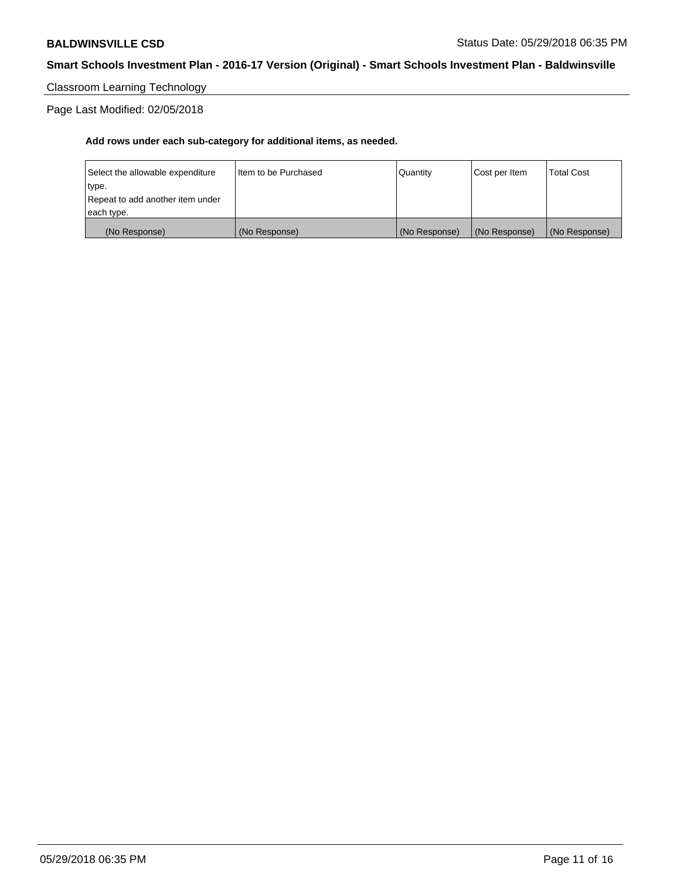## Classroom Learning Technology

Page Last Modified: 02/05/2018

**Add rows under each sub-category for additional items, as needed.**

| Select the allowable expenditure type. Repeat to add another item under each type. | Item to be Purchased | Quantity | Cost per Item | Total Cost |
|---|---|---|---|---|
| (No Response) | (No Response) | (No Response) | (No Response) | (No Response) |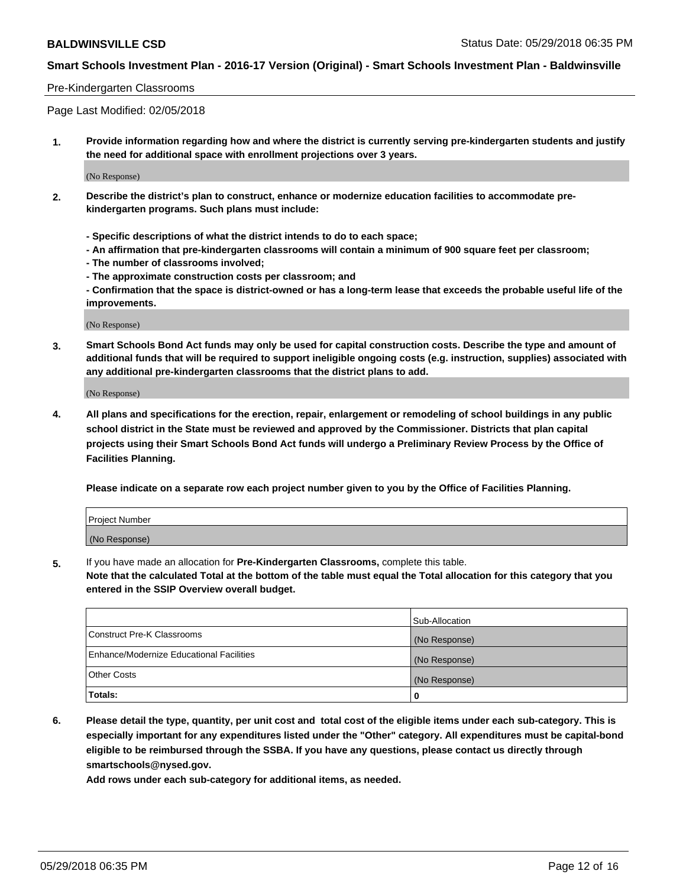Pre-Kindergarten Classrooms

Page Last Modified: 02/05/2018

**1. Provide information regarding how and where the district is currently serving pre-kindergarten students and justify the need for additional space with enrollment projections over 3 years.**

(No Response)

**2. Describe the district's plan to construct, enhance or modernize education facilities to accommodate pre-kindergarten programs. Such plans must include:**

**- Specific descriptions of what the district intends to do to each space;**
**- An affirmation that pre-kindergarten classrooms will contain a minimum of 900 square feet per classroom;**
**- The number of classrooms involved;**
**- The approximate construction costs per classroom; and**
**- Confirmation that the space is district-owned or has a long-term lease that exceeds the probable useful life of the improvements.**

(No Response)

**3. Smart Schools Bond Act funds may only be used for capital construction costs. Describe the type and amount of additional funds that will be required to support ineligible ongoing costs (e.g. instruction, supplies) associated with any additional pre-kindergarten classrooms that the district plans to add.**

(No Response)

**4. All plans and specifications for the erection, repair, enlargement or remodeling of school buildings in any public school district in the State must be reviewed and approved by the Commissioner. Districts that plan capital projects using their Smart Schools Bond Act funds will undergo a Preliminary Review Process by the Office of Facilities Planning.**

**Please indicate on a separate row each project number given to you by the Office of Facilities Planning.**

| Project Number |
|---|
| (No Response) |

**5.** If you have made an allocation for **Pre-Kindergarten Classrooms,** complete this table.
**Note that the calculated Total at the bottom of the table must equal the Total allocation for this category that you entered in the SSIP Overview overall budget.**

| | Sub-Allocation |
|---|---|
| Construct Pre-K Classrooms | (No Response) |
| Enhance/Modernize Educational Facilities | (No Response) |
| Other Costs | (No Response) |
| **Totals:** | **0** |

**6. Please detail the type, quantity, per unit cost and total cost of the eligible items under each sub-category. This is especially important for any expenditures listed under the "Other" category. All expenditures must be capital-bond eligible to be reimbursed through the SSBA. If you have any questions, please contact us directly through smartschools@nysed.gov.**

**Add rows under each sub-category for additional items, as needed.**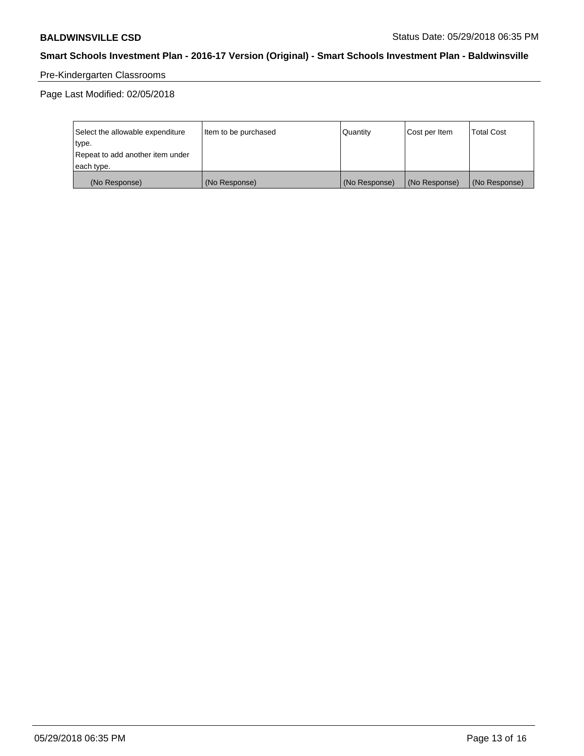Pre-Kindergarten Classrooms

Page Last Modified: 02/05/2018

| Select the allowable expenditure type. Repeat to add another item under each type. | Item to be purchased | Quantity | Cost per Item | Total Cost |
|---|---|---|---|---|
| (No Response) | (No Response) | (No Response) | (No Response) | (No Response) |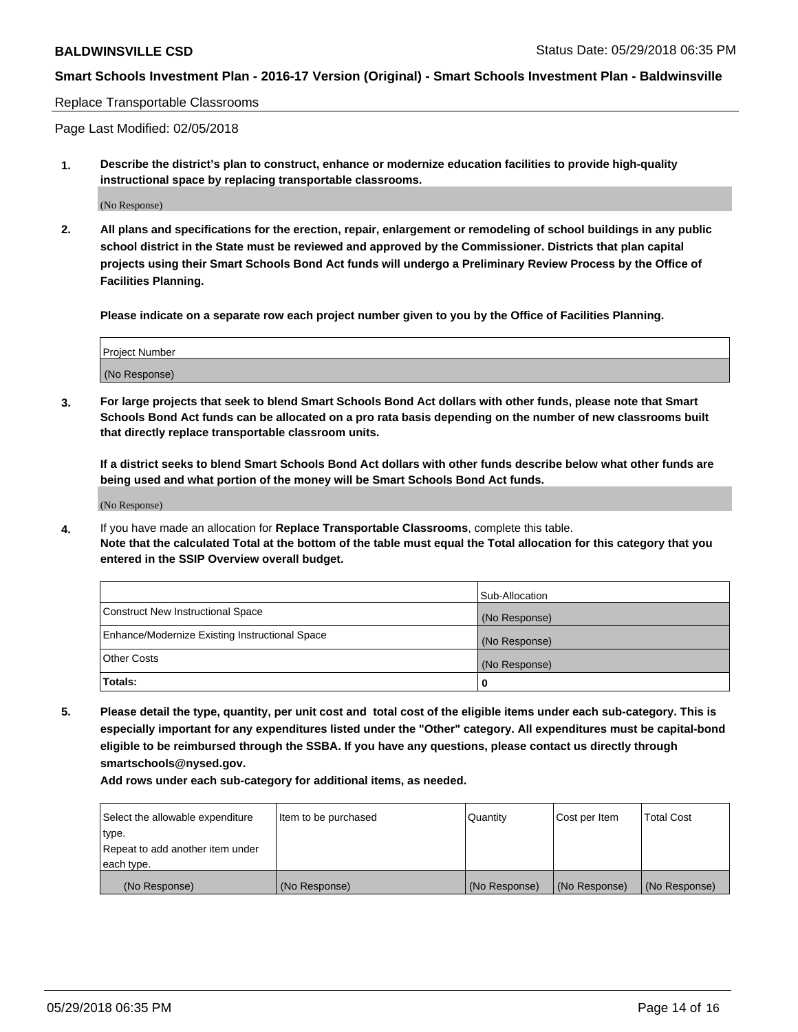Replace Transportable Classrooms

Page Last Modified: 02/05/2018

**1. Describe the district's plan to construct, enhance or modernize education facilities to provide high-quality instructional space by replacing transportable classrooms.**

(No Response)

**2. All plans and specifications for the erection, repair, enlargement or remodeling of school buildings in any public school district in the State must be reviewed and approved by the Commissioner. Districts that plan capital projects using their Smart Schools Bond Act funds will undergo a Preliminary Review Process by the Office of Facilities Planning.**

**Please indicate on a separate row each project number given to you by the Office of Facilities Planning.**

| Project Number |
| --- |
| (No Response) |

**3. For large projects that seek to blend Smart Schools Bond Act dollars with other funds, please note that Smart Schools Bond Act funds can be allocated on a pro rata basis depending on the number of new classrooms built that directly replace transportable classroom units.**

**If a district seeks to blend Smart Schools Bond Act dollars with other funds describe below what other funds are being used and what portion of the money will be Smart Schools Bond Act funds.**

(No Response)

**4.** If you have made an allocation for **Replace Transportable Classrooms**, complete this table. **Note that the calculated Total at the bottom of the table must equal the Total allocation for this category that you entered in the SSIP Overview overall budget.**

| | Sub-Allocation |
| --- | --- |
| Construct New Instructional Space | (No Response) |
| Enhance/Modernize Existing Instructional Space | (No Response) |
| Other Costs | (No Response) |
| **Totals:** | **0** |

**5. Please detail the type, quantity, per unit cost and total cost of the eligible items under each sub-category. This is especially important for any expenditures listed under the "Other" category. All expenditures must be capital-bond eligible to be reimbursed through the SSBA. If you have any questions, please contact us directly through smartschools@nysed.gov.**

**Add rows under each sub-category for additional items, as needed.**

| Select the allowable expenditure type. Repeat to add another item under each type. | Item to be purchased | Quantity | Cost per Item | Total Cost |
| --- | --- | --- | --- | --- |
| (No Response) | (No Response) | (No Response) | (No Response) | (No Response) |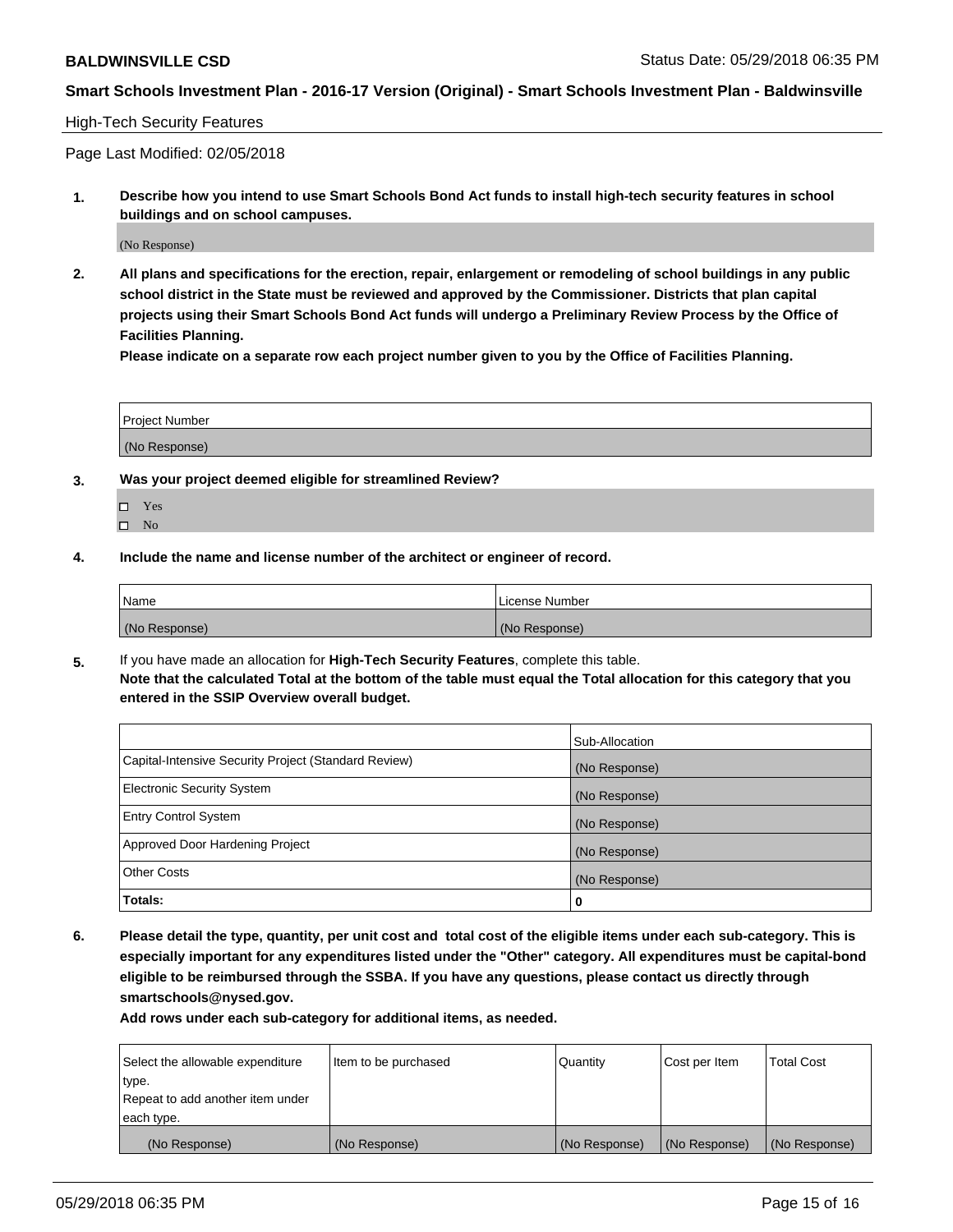## High-Tech Security Features

Page Last Modified: 02/05/2018

**1. Describe how you intend to use Smart Schools Bond Act funds to install high-tech security features in school buildings and on school campuses.**

(No Response)

**2. All plans and specifications for the erection, repair, enlargement or remodeling of school buildings in any public school district in the State must be reviewed and approved by the Commissioner. Districts that plan capital projects using their Smart Schools Bond Act funds will undergo a Preliminary Review Process by the Office of Facilities Planning.**

**Please indicate on a separate row each project number given to you by the Office of Facilities Planning.**

| Project Number |
|---|
| (No Response) |

**3. Was your project deemed eligible for streamlined Review?**

- ☐ Yes
- ☐ No

**4. Include the name and license number of the architect or engineer of record.**

| Name | License Number |
|---|---|
| (No Response) | (No Response) |

**5.** If you have made an allocation for **High-Tech Security Features**, complete this table.
**Note that the calculated Total at the bottom of the table must equal the Total allocation for this category that you entered in the SSIP Overview overall budget.**

| | Sub-Allocation |
|---|---|
| Capital-Intensive Security Project (Standard Review) | (No Response) |
| Electronic Security System | (No Response) |
| Entry Control System | (No Response) |
| Approved Door Hardening Project | (No Response) |
| Other Costs | (No Response) |
| **Totals:** | **0** |

**6. Please detail the type, quantity, per unit cost and total cost of the eligible items under each sub-category. This is especially important for any expenditures listed under the "Other" category. All expenditures must be capital-bond eligible to be reimbursed through the SSBA. If you have any questions, please contact us directly through smartschools@nysed.gov.**

**Add rows under each sub-category for additional items, as needed.**

| Select the allowable expenditure type. Repeat to add another item under each type. | Item to be purchased | Quantity | Cost per Item | Total Cost |
|---|---|---|---|---|
| (No Response) | (No Response) | (No Response) | (No Response) | (No Response) |